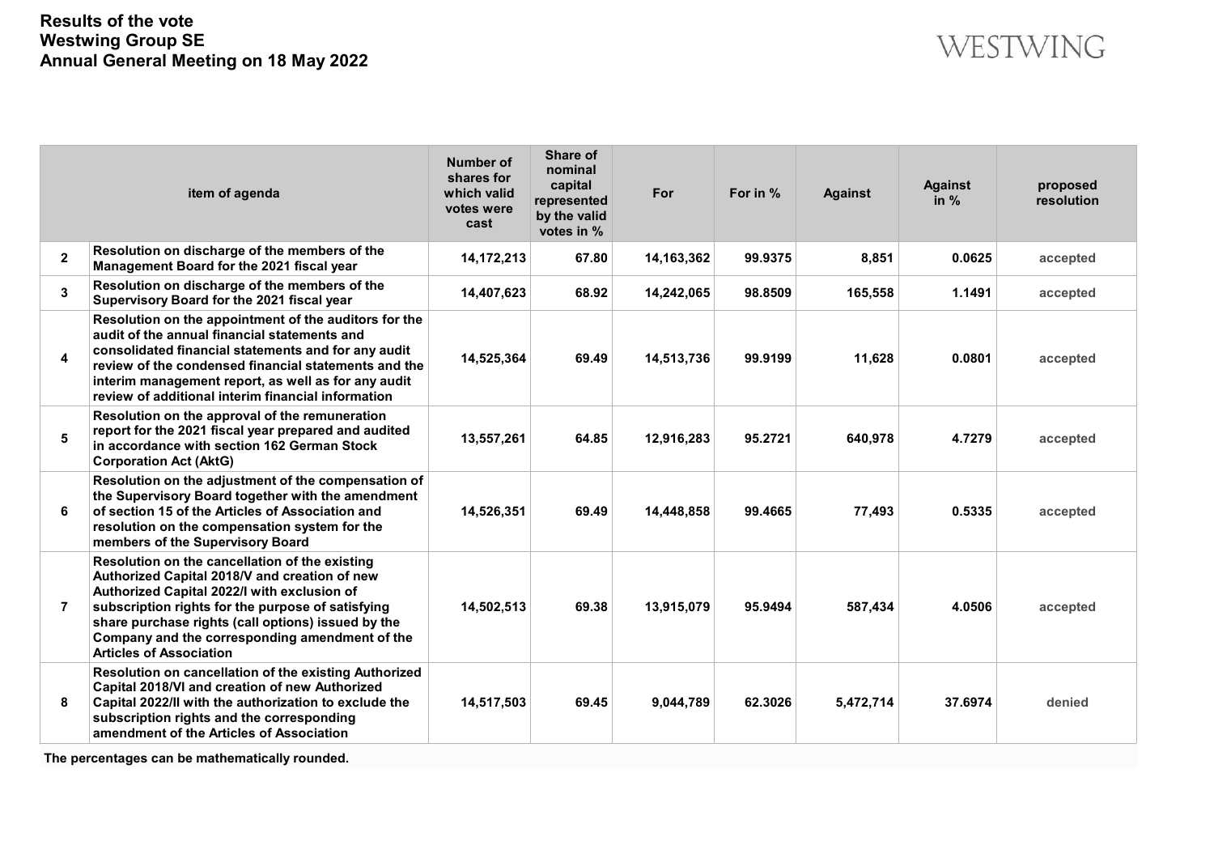# Results of the vote
# Westwing Group SE
# Annual General Meeting on 18 May 2022

WESTWING

| | item of agenda | Number of shares for which valid votes were cast | Share of nominal capital represented by the valid votes in % | For | For in % | Against | Against in % | proposed resolution |
|---|---|---|---|---|---|---|---|---|
| 2 | Resolution on discharge of the members of the Management Board for the 2021 fiscal year | 14,172,213 | 67.80 | 14,163,362 | 99.9375 | 8,851 | 0.0625 | accepted |
| 3 | Resolution on discharge of the members of the Supervisory Board for the 2021 fiscal year | 14,407,623 | 68.92 | 14,242,065 | 98.8509 | 165,558 | 1.1491 | accepted |
| 4 | Resolution on the appointment of the auditors for the audit of the annual financial statements and consolidated financial statements and for any audit review of the condensed financial statements and the interim management report, as well as for any audit review of additional interim financial information | 14,525,364 | 69.49 | 14,513,736 | 99.9199 | 11,628 | 0.0801 | accepted |
| 5 | Resolution on the approval of the remuneration report for the 2021 fiscal year prepared and audited in accordance with section 162 German Stock Corporation Act (AktG) | 13,557,261 | 64.85 | 12,916,283 | 95.2721 | 640,978 | 4.7279 | accepted |
| 6 | Resolution on the adjustment of the compensation of the Supervisory Board together with the amendment of section 15 of the Articles of Association and resolution on the compensation system for the members of the Supervisory Board | 14,526,351 | 69.49 | 14,448,858 | 99.4665 | 77,493 | 0.5335 | accepted |
| 7 | Resolution on the cancellation of the existing Authorized Capital 2018/V and creation of new Authorized Capital 2022/I with exclusion of subscription rights for the purpose of satisfying share purchase rights (call options) issued by the Company and the corresponding amendment of the Articles of Association | 14,502,513 | 69.38 | 13,915,079 | 95.9494 | 587,434 | 4.0506 | accepted |
| 8 | Resolution on cancellation of the existing Authorized Capital 2018/VI and creation of new Authorized Capital 2022/II with the authorization to exclude the subscription rights and the corresponding amendment of the Articles of Association | 14,517,503 | 69.45 | 9,044,789 | 62.3026 | 5,472,714 | 37.6974 | denied |

**The percentages can be mathematically rounded.**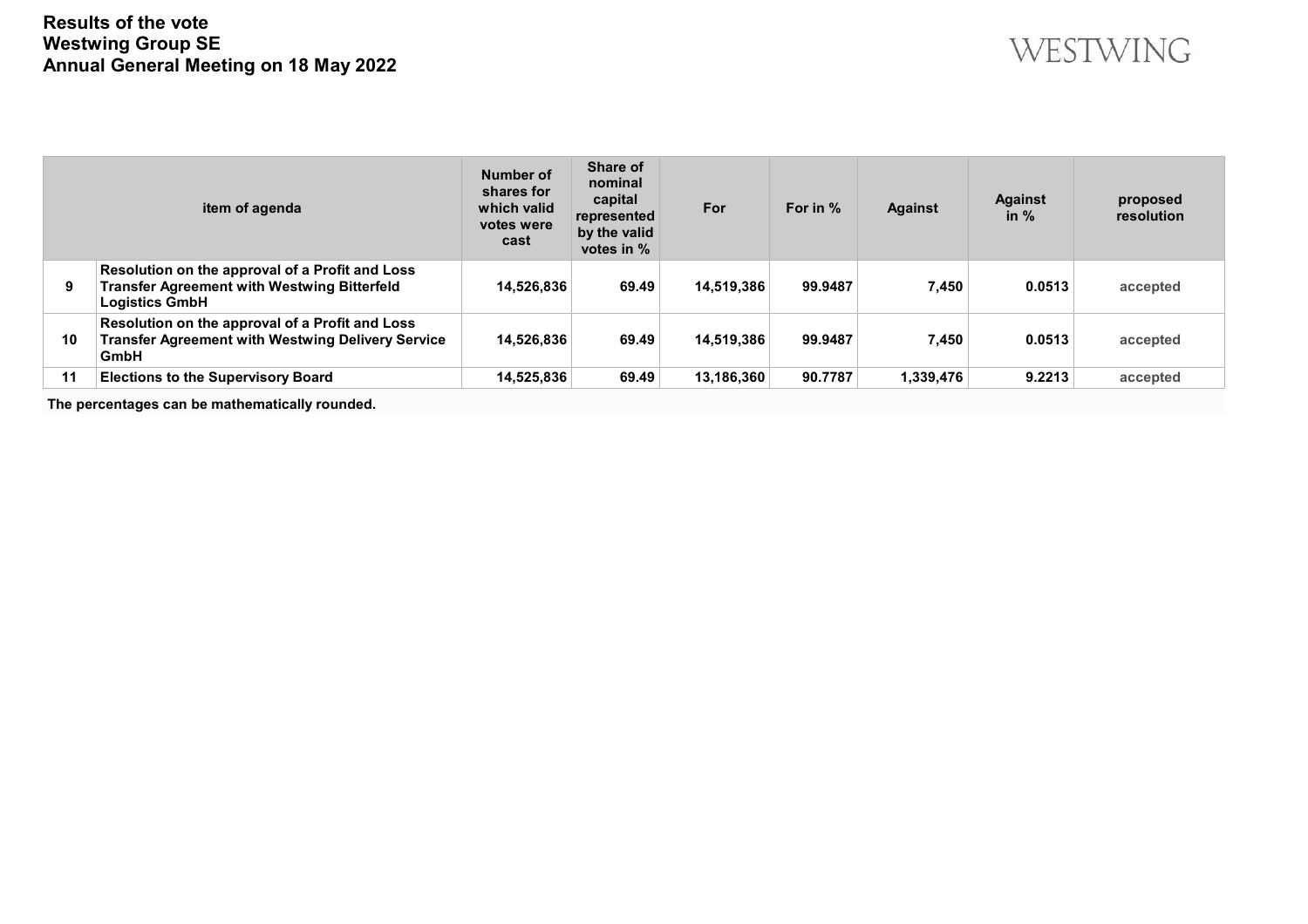**Results of the vote**
**Westwing Group SE**
**Annual General Meeting on 18 May 2022**

WESTWING

| | item of agenda | Number of shares for which valid votes were cast | Share of nominal capital represented by the valid votes in % | For | For in % | Against | Against in % | proposed resolution |
|---|---|---|---|---|---|---|---|---|
| 9 | Resolution on the approval of a Profit and Loss Transfer Agreement with Westwing Bitterfeld Logistics GmbH | 14,526,836 | 69.49 | 14,519,386 | 99.9487 | 7,450 | 0.0513 | accepted |
| 10 | Resolution on the approval of a Profit and Loss Transfer Agreement with Westwing Delivery Service GmbH | 14,526,836 | 69.49 | 14,519,386 | 99.9487 | 7,450 | 0.0513 | accepted |
| 11 | Elections to the Supervisory Board | 14,525,836 | 69.49 | 13,186,360 | 90.7787 | 1,339,476 | 9.2213 | accepted |

**The percentages can be mathematically rounded.**